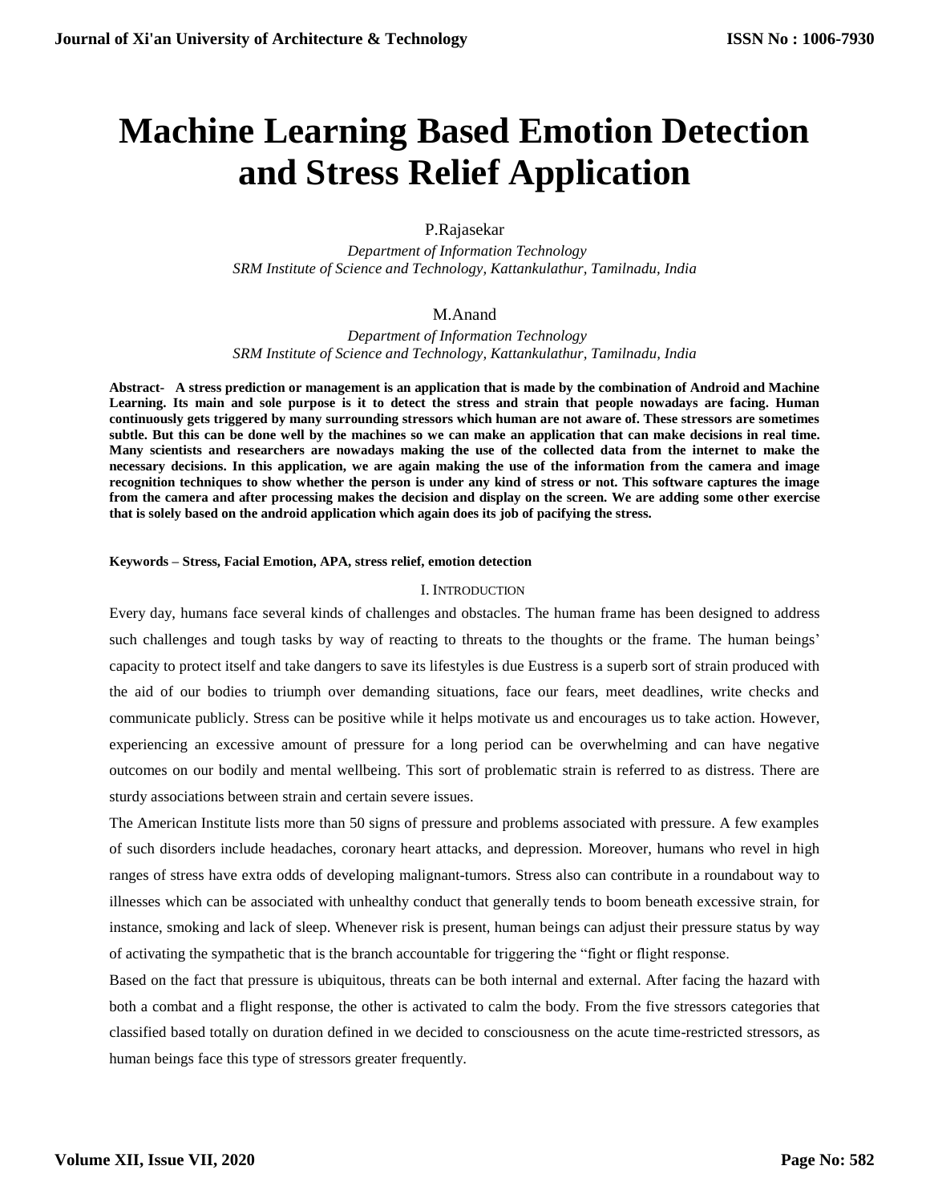# Machine Learning Based Emotion Detection and Stress Relief Application

P.Rajasekar

*Department of Information Technology*
*SRM Institute of Science and Technology, Kattankulathur, Tamilnadu, India*

M.Anand

*Department of Information Technology*
*SRM Institute of Science and Technology, Kattankulathur, Tamilnadu, India*

**Abstract- A stress prediction or management is an application that is made by the combination of Android and Machine Learning. Its main and sole purpose is it to detect the stress and strain that people nowadays are facing. Human continuously gets triggered by many surrounding stressors which human are not aware of. These stressors are sometimes subtle. But this can be done well by the machines so we can make an application that can make decisions in real time. Many scientists and researchers are nowadays making the use of the collected data from the internet to make the necessary decisions. In this application, we are again making the use of the information from the camera and image recognition techniques to show whether the person is under any kind of stress or not. This software captures the image from the camera and after processing makes the decision and display on the screen. We are adding some other exercise that is solely based on the android application which again does its job of pacifying the stress.**

**Keywords – Stress, Facial Emotion, APA, stress relief, emotion detection**

## I. Introduction

Every day, humans face several kinds of challenges and obstacles. The human frame has been designed to address such challenges and tough tasks by way of reacting to threats to the thoughts or the frame. The human beings' capacity to protect itself and take dangers to save its lifestyles is due Eustress is a superb sort of strain produced with the aid of our bodies to triumph over demanding situations, face our fears, meet deadlines, write checks and communicate publicly. Stress can be positive while it helps motivate us and encourages us to take action. However, experiencing an excessive amount of pressure for a long period can be overwhelming and can have negative outcomes on our bodily and mental wellbeing. This sort of problematic strain is referred to as distress. There are sturdy associations between strain and certain severe issues.

The American Institute lists more than 50 signs of pressure and problems associated with pressure. A few examples of such disorders include headaches, coronary heart attacks, and depression. Moreover, humans who revel in high ranges of stress have extra odds of developing malignant-tumors. Stress also can contribute in a roundabout way to illnesses which can be associated with unhealthy conduct that generally tends to boom beneath excessive strain, for instance, smoking and lack of sleep. Whenever risk is present, human beings can adjust their pressure status by way of activating the sympathetic that is the branch accountable for triggering the "fight or flight response.

Based on the fact that pressure is ubiquitous, threats can be both internal and external. After facing the hazard with both a combat and a flight response, the other is activated to calm the body. From the five stressors categories that classified based totally on duration defined in we decided to consciousness on the acute time-restricted stressors, as human beings face this type of stressors greater frequently.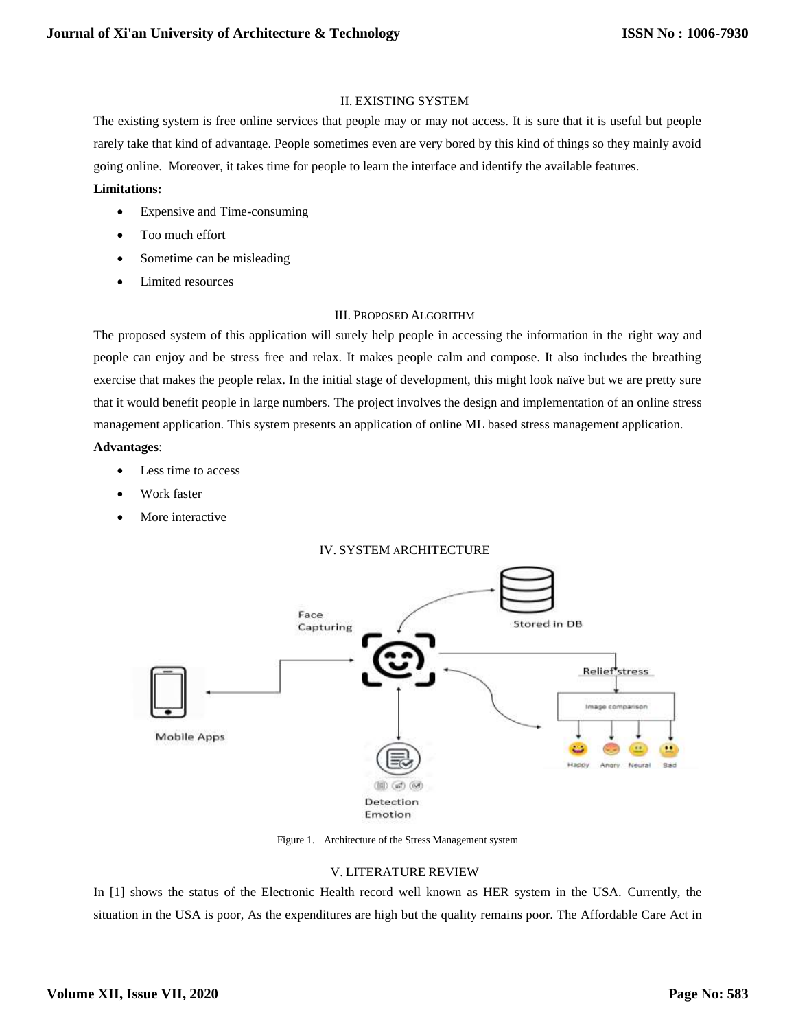## II. EXISTING SYSTEM

The existing system is free online services that people may or may not access. It is sure that it is useful but people rarely take that kind of advantage. People sometimes even are very bored by this kind of things so they mainly avoid going online. Moreover, it takes time for people to learn the interface and identify the available features.

**Limitations:**

- Expensive and Time-consuming
- Too much effort
- Sometime can be misleading
- Limited resources

## III. PROPOSED ALGORITHM

The proposed system of this application will surely help people in accessing the information in the right way and people can enjoy and be stress free and relax. It makes people calm and compose. It also includes the breathing exercise that makes the people relax. In the initial stage of development, this might look naïve but we are pretty sure that it would benefit people in large numbers. The project involves the design and implementation of an online stress management application. This system presents an application of online ML based stress management application.

**Advantages**:

- Less time to access
- Work faster
- More interactive

## IV. SYSTEM ARCHITECTURE

Figure 1. Architecture of the Stress Management system

## V. LITERATURE REVIEW

In [1] shows the status of the Electronic Health record well known as HER system in the USA. Currently, the situation in the USA is poor, As the expenditures are high but the quality remains poor. The Affordable Care Act in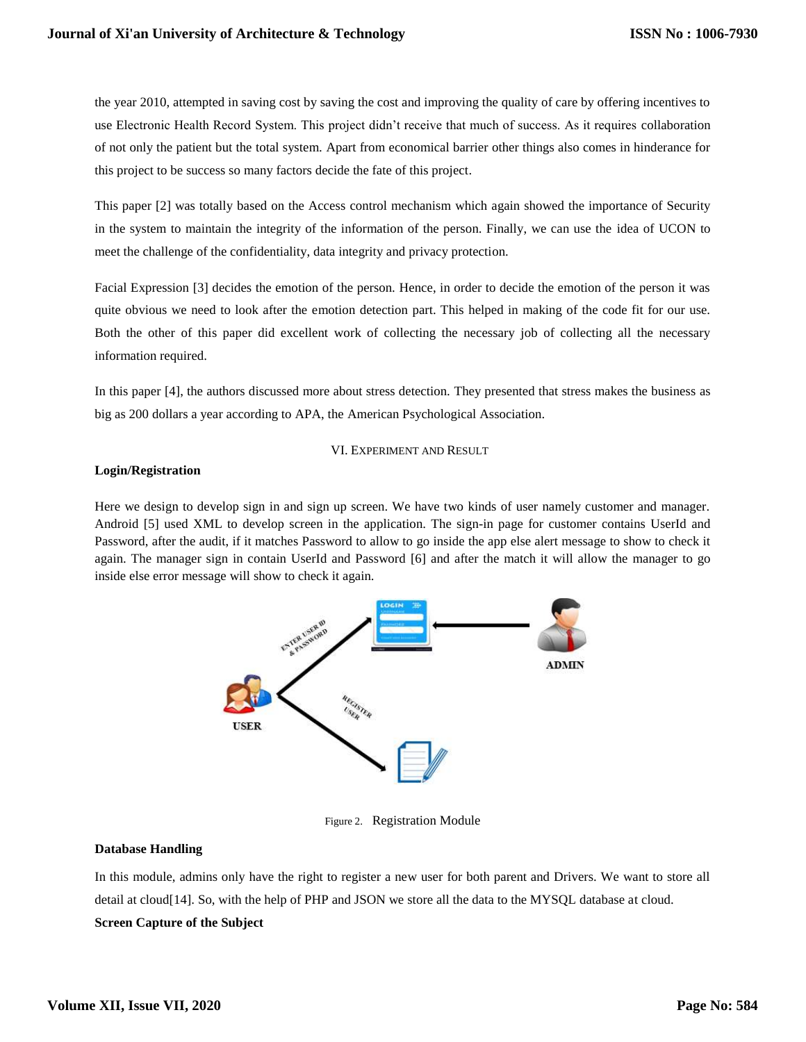the year 2010, attempted in saving cost by saving the cost and improving the quality of care by offering incentives to use Electronic Health Record System. This project didn't receive that much of success. As it requires collaboration of not only the patient but the total system. Apart from economical barrier other things also comes in hinderance for this project to be success so many factors decide the fate of this project.

This paper [2] was totally based on the Access control mechanism which again showed the importance of Security in the system to maintain the integrity of the information of the person. Finally, we can use the idea of UCON to meet the challenge of the confidentiality, data integrity and privacy protection.

Facial Expression [3] decides the emotion of the person. Hence, in order to decide the emotion of the person it was quite obvious we need to look after the emotion detection part. This helped in making of the code fit for our use. Both the other of this paper did excellent work of collecting the necessary job of collecting all the necessary information required.

In this paper [4], the authors discussed more about stress detection. They presented that stress makes the business as big as 200 dollars a year according to APA, the American Psychological Association.

## VI. Experiment and Result

**Login/Registration**

Here we design to develop sign in and sign up screen. We have two kinds of user namely customer and manager. Android [5] used XML to develop screen in the application. The sign-in page for customer contains UserId and Password, after the audit, if it matches Password to allow to go inside the app else alert message to show to check it again. The manager sign in contain UserId and Password [6] and after the match it will allow the manager to go inside else error message will show to check it again.

Figure 2. Registration Module

**Database Handling**

In this module, admins only have the right to register a new user for both parent and Drivers. We want to store all detail at cloud[14]. So, with the help of PHP and JSON we store all the data to the MYSQL database at cloud.

**Screen Capture of the Subject**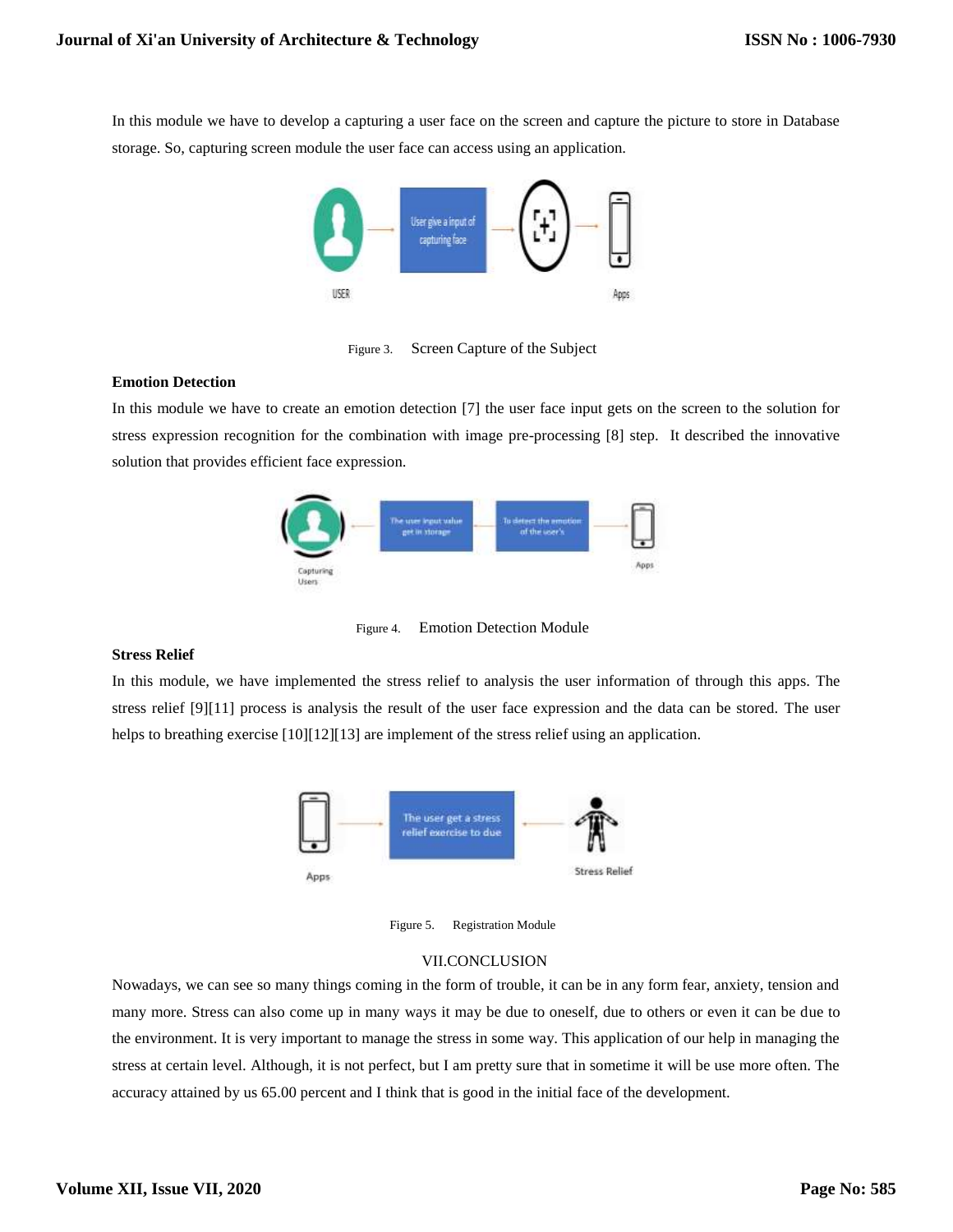In this module we have to develop a capturing a user face on the screen and capture the picture to store in Database storage. So, capturing screen module the user face can access using an application.

Figure 3. Screen Capture of the Subject

**Emotion Detection**

In this module we have to create an emotion detection [7] the user face input gets on the screen to the solution for stress expression recognition for the combination with image pre-processing [8] step. It described the innovative solution that provides efficient face expression.

Figure 4. Emotion Detection Module

**Stress Relief**

In this module, we have implemented the stress relief to analysis the user information of through this apps. The stress relief [9][11] process is analysis the result of the user face expression and the data can be stored. The user helps to breathing exercise [10][12][13] are implement of the stress relief using an application.

Figure 5. Registration Module

## VII.CONCLUSION

Nowadays, we can see so many things coming in the form of trouble, it can be in any form fear, anxiety, tension and many more. Stress can also come up in many ways it may be due to oneself, due to others or even it can be due to the environment. It is very important to manage the stress in some way. This application of our help in managing the stress at certain level. Although, it is not perfect, but I am pretty sure that in sometime it will be use more often. The accuracy attained by us 65.00 percent and I think that is good in the initial face of the development.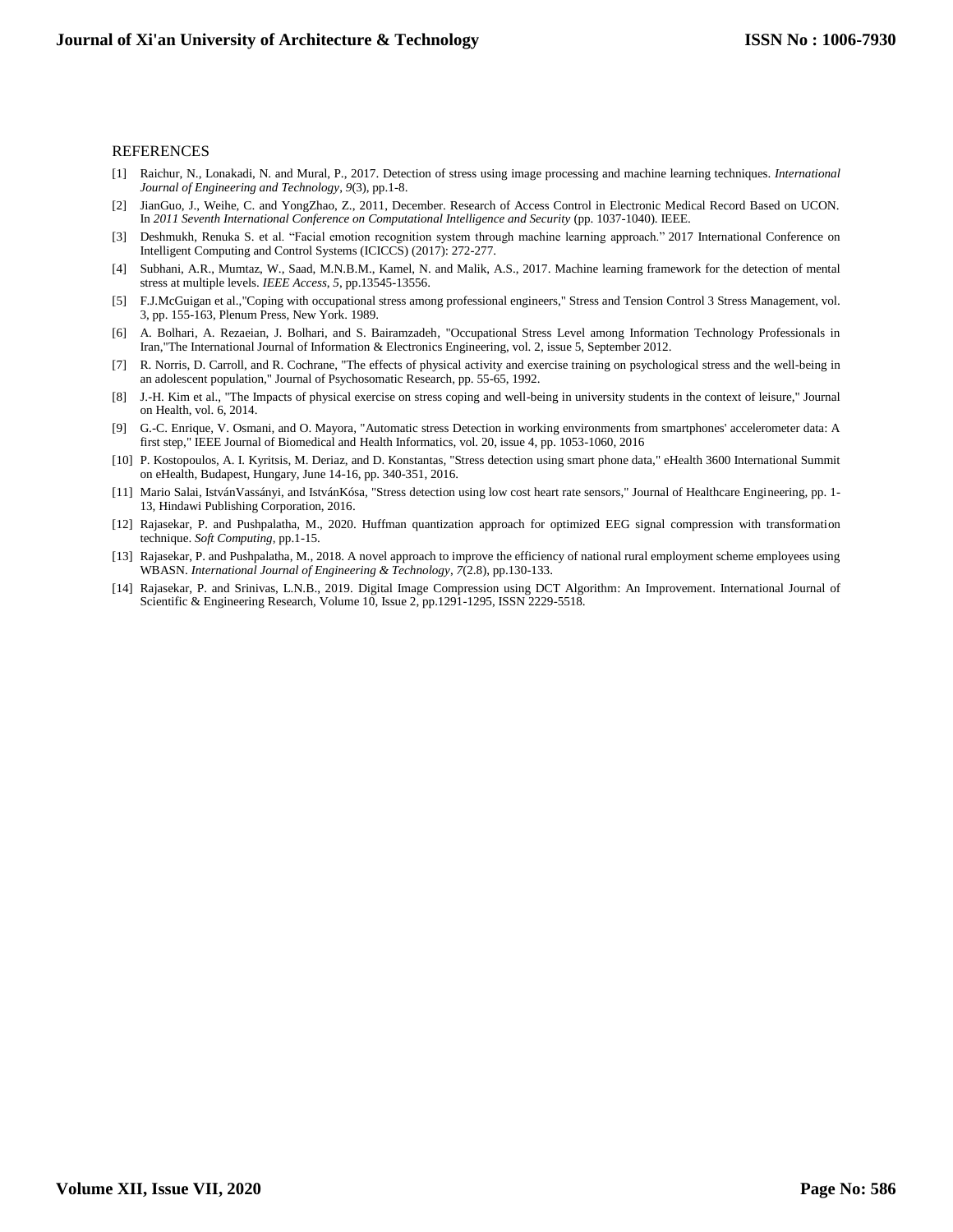## REFERENCES

[1] Raichur, N., Lonakadi, N. and Mural, P., 2017. Detection of stress using image processing and machine learning techniques. *International Journal of Engineering and Technology*, *9*(3), pp.1-8.

[2] JianGuo, J., Weihe, C. and YongZhao, Z., 2011, December. Research of Access Control in Electronic Medical Record Based on UCON. In *2011 Seventh International Conference on Computational Intelligence and Security* (pp. 1037-1040). IEEE.

[3] Deshmukh, Renuka S. et al. "Facial emotion recognition system through machine learning approach." 2017 International Conference on Intelligent Computing and Control Systems (ICICCS) (2017): 272-277.

[4] Subhani, A.R., Mumtaz, W., Saad, M.N.B.M., Kamel, N. and Malik, A.S., 2017. Machine learning framework for the detection of mental stress at multiple levels. *IEEE Access*, *5*, pp.13545-13556.

[5] F.J.McGuigan et al.,"Coping with occupational stress among professional engineers," Stress and Tension Control 3 Stress Management, vol. 3, pp. 155-163, Plenum Press, New York. 1989.

[6] A. Bolhari, A. Rezaeian, J. Bolhari, and S. Bairamzadeh, "Occupational Stress Level among Information Technology Professionals in Iran,"The International Journal of Information & Electronics Engineering, vol. 2, issue 5, September 2012.

[7] R. Norris, D. Carroll, and R. Cochrane, "The effects of physical activity and exercise training on psychological stress and the well-being in an adolescent population," Journal of Psychosomatic Research, pp. 55-65, 1992.

[8] J.-H. Kim et al., "The Impacts of physical exercise on stress coping and well-being in university students in the context of leisure," Journal on Health, vol. 6, 2014.

[9] G.-C. Enrique, V. Osmani, and O. Mayora, "Automatic stress Detection in working environments from smartphones' accelerometer data: A first step," IEEE Journal of Biomedical and Health Informatics, vol. 20, issue 4, pp. 1053-1060, 2016

[10] P. Kostopoulos, A. I. Kyritsis, M. Deriaz, and D. Konstantas, "Stress detection using smart phone data," eHealth 3600 International Summit on eHealth, Budapest, Hungary, June 14-16, pp. 340-351, 2016.

[11] Mario Salai, IstvánVassányi, and IstvánKósa, "Stress detection using low cost heart rate sensors," Journal of Healthcare Engineering, pp. 1-13, Hindawi Publishing Corporation, 2016.

[12] Rajasekar, P. and Pushpalatha, M., 2020. Huffman quantization approach for optimized EEG signal compression with transformation technique. *Soft Computing*, pp.1-15.

[13] Rajasekar, P. and Pushpalatha, M., 2018. A novel approach to improve the efficiency of national rural employment scheme employees using WBASN. *International Journal of Engineering & Technology*, *7*(2.8), pp.130-133.

[14] Rajasekar, P. and Srinivas, L.N.B., 2019. Digital Image Compression using DCT Algorithm: An Improvement. International Journal of Scientific & Engineering Research, Volume 10, Issue 2, pp.1291-1295, ISSN 2229-5518.